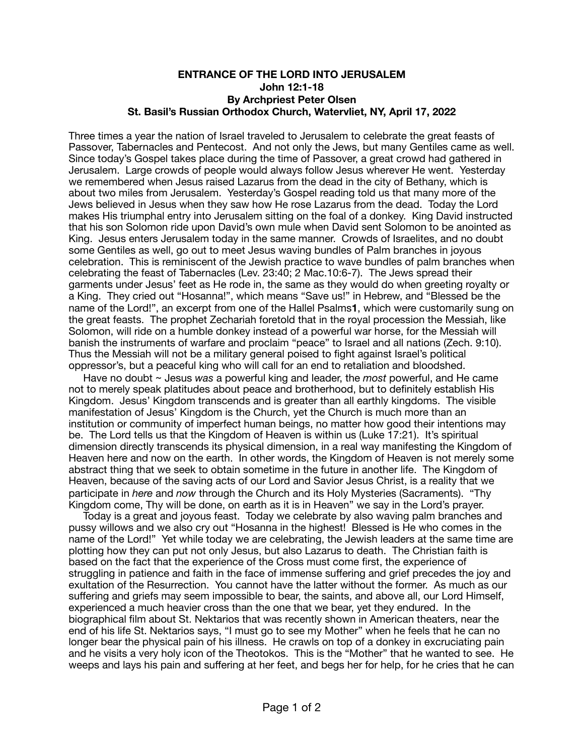**ENTRANCE OF THE LORD INTO JERUSALEM**
**John 12:1-18**
**By Archpriest Peter Olsen**
**St. Basil's Russian Orthodox Church, Watervliet, NY, April 17, 2022**

Three times a year the nation of Israel traveled to Jerusalem to celebrate the great feasts of Passover, Tabernacles and Pentecost. And not only the Jews, but many Gentiles came as well. Since today's Gospel takes place during the time of Passover, a great crowd had gathered in Jerusalem. Large crowds of people would always follow Jesus wherever He went. Yesterday we remembered when Jesus raised Lazarus from the dead in the city of Bethany, which is about two miles from Jerusalem. Yesterday's Gospel reading told us that many more of the Jews believed in Jesus when they saw how He rose Lazarus from the dead. Today the Lord makes His triumphal entry into Jerusalem sitting on the foal of a donkey. King David instructed that his son Solomon ride upon David's own mule when David sent Solomon to be anointed as King. Jesus enters Jerusalem today in the same manner. Crowds of Israelites, and no doubt some Gentiles as well, go out to meet Jesus waving bundles of Palm branches in joyous celebration. This is reminiscent of the Jewish practice to wave bundles of palm branches when celebrating the feast of Tabernacles (Lev. 23:40; 2 Mac.10:6-7). The Jews spread their garments under Jesus' feet as He rode in, the same as they would do when greeting royalty or a King. They cried out "Hosanna!", which means "Save us!" in Hebrew, and "Blessed be the name of the Lord!", an excerpt from one of the Hallel Psalms**1**, which were customarily sung on the great feasts. The prophet Zechariah foretold that in the royal procession the Messiah, like Solomon, will ride on a humble donkey instead of a powerful war horse, for the Messiah will banish the instruments of warfare and proclaim "peace" to Israel and all nations (Zech. 9:10). Thus the Messiah will not be a military general poised to fight against Israel's political oppressor's, but a peaceful king who will call for an end to retaliation and bloodshed.

Have no doubt ~ Jesus *was* a powerful king and leader, the *most* powerful, and He came not to merely speak platitudes about peace and brotherhood, but to definitely establish His Kingdom. Jesus' Kingdom transcends and is greater than all earthly kingdoms. The visible manifestation of Jesus' Kingdom is the Church, yet the Church is much more than an institution or community of imperfect human beings, no matter how good their intentions may be. The Lord tells us that the Kingdom of Heaven is within us (Luke 17:21). It's spiritual dimension directly transcends its physical dimension, in a real way manifesting the Kingdom of Heaven here and now on the earth. In other words, the Kingdom of Heaven is not merely some abstract thing that we seek to obtain sometime in the future in another life. The Kingdom of Heaven, because of the saving acts of our Lord and Savior Jesus Christ, is a reality that we participate in *here* and *now* through the Church and its Holy Mysteries (Sacraments). "Thy Kingdom come, Thy will be done, on earth as it is in Heaven" we say in the Lord's prayer.

Today is a great and joyous feast. Today we celebrate by also waving palm branches and pussy willows and we also cry out "Hosanna in the highest! Blessed is He who comes in the name of the Lord!" Yet while today we are celebrating, the Jewish leaders at the same time are plotting how they can put not only Jesus, but also Lazarus to death. The Christian faith is based on the fact that the experience of the Cross must come first, the experience of struggling in patience and faith in the face of immense suffering and grief precedes the joy and exultation of the Resurrection. You cannot have the latter without the former. As much as our suffering and griefs may seem impossible to bear, the saints, and above all, our Lord Himself, experienced a much heavier cross than the one that we bear, yet they endured. In the biographical film about St. Nektarios that was recently shown in American theaters, near the end of his life St. Nektarios says, "I must go to see my Mother" when he feels that he can no longer bear the physical pain of his illness. He crawls on top of a donkey in excruciating pain and he visits a very holy icon of the Theotokos. This is the "Mother" that he wanted to see. He weeps and lays his pain and suffering at her feet, and begs her for help, for he cries that he can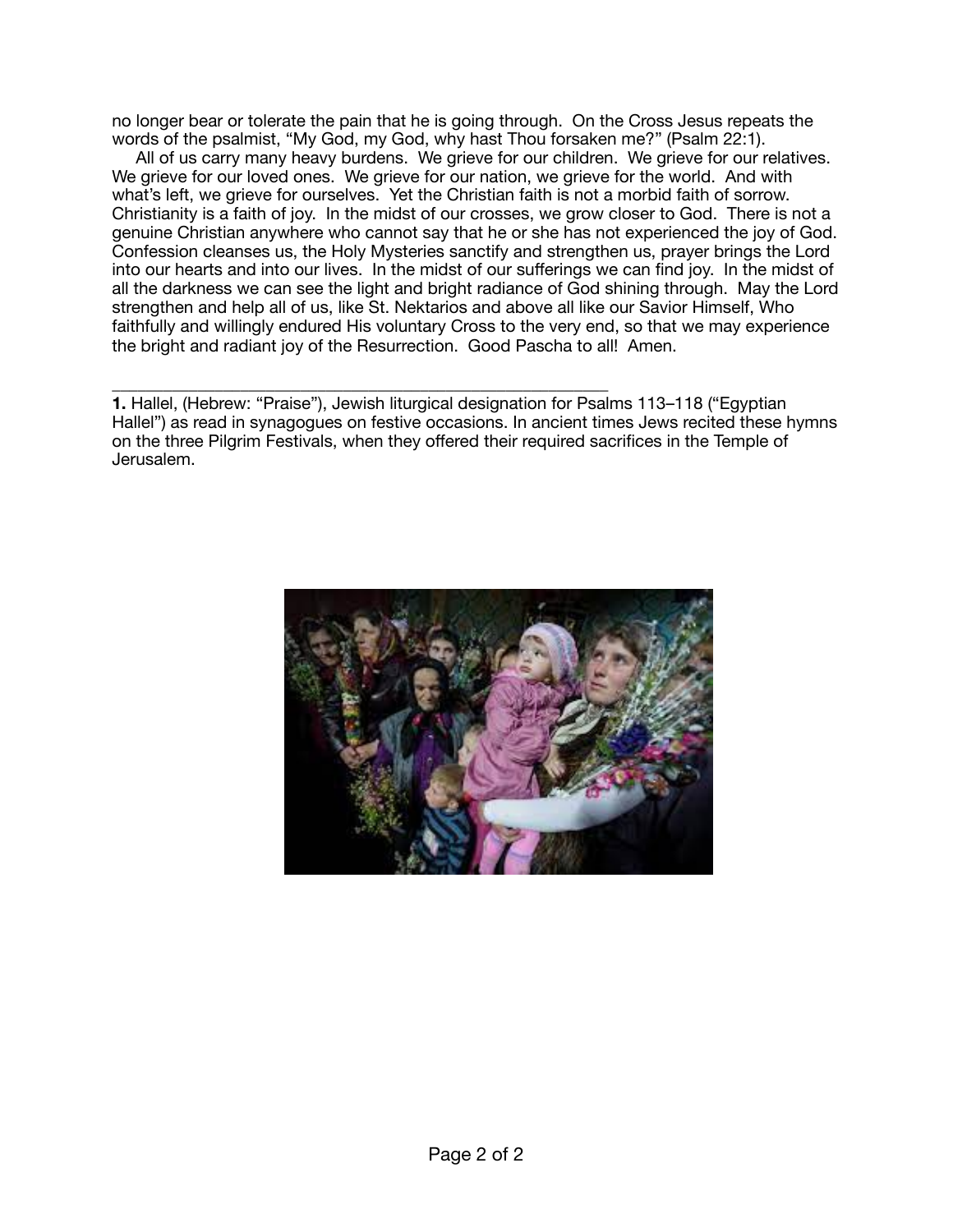no longer bear or tolerate the pain that he is going through. On the Cross Jesus repeats the words of the psalmist, "My God, my God, why hast Thou forsaken me?" (Psalm 22:1).

All of us carry many heavy burdens. We grieve for our children. We grieve for our relatives. We grieve for our loved ones. We grieve for our nation, we grieve for the world. And with what's left, we grieve for ourselves. Yet the Christian faith is not a morbid faith of sorrow. Christianity is a faith of joy. In the midst of our crosses, we grow closer to God. There is not a genuine Christian anywhere who cannot say that he or she has not experienced the joy of God. Confession cleanses us, the Holy Mysteries sanctify and strengthen us, prayer brings the Lord into our hearts and into our lives. In the midst of our sufferings we can find joy. In the midst of all the darkness we can see the light and bright radiance of God shining through. May the Lord strengthen and help all of us, like St. Nektarios and above all like our Savior Himself, Who faithfully and willingly endured His voluntary Cross to the very end, so that we may experience the bright and radiant joy of the Resurrection. Good Pascha to all! Amen.

---

**1.** Hallel, (Hebrew: "Praise"), Jewish liturgical designation for Psalms 113–118 ("Egyptian Hallel") as read in synagogues on festive occasions. In ancient times Jews recited these hymns on the three Pilgrim Festivals, when they offered their required sacrifices in the Temple of Jerusalem.